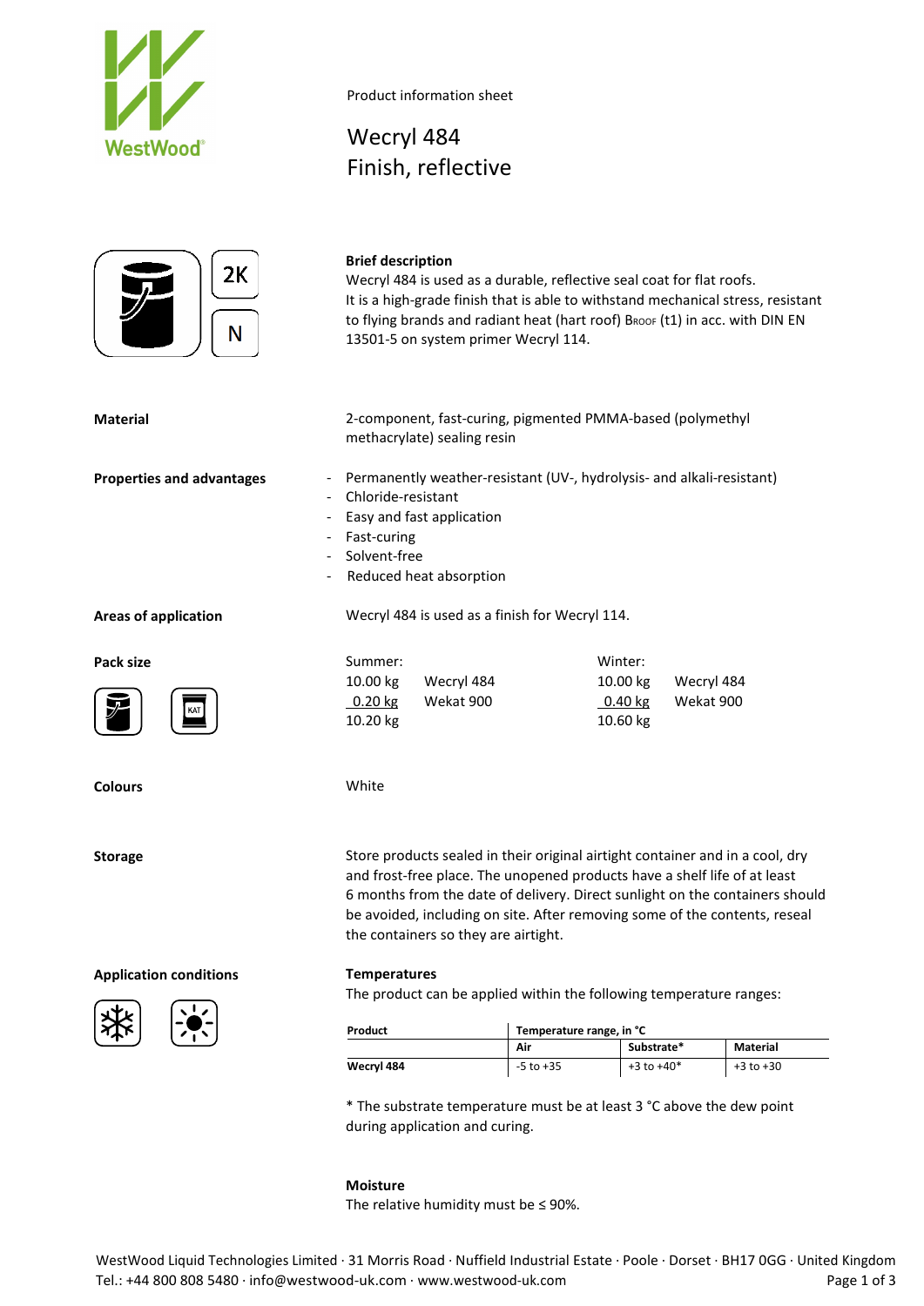Product information sheet

# Wecryl 484
# Finish, reflective

2K

N

**Brief description**
Wecryl 484 is used as a durable, reflective seal coat for flat roofs.
It is a high-grade finish that is able to withstand mechanical stress, resistant to flying brands and radiant heat (hart roof) BROOF (t1) in acc. with DIN EN 13501-5 on system primer Wecryl 114.

**Material**

2-component, fast-curing, pigmented PMMA-based (polymethyl methacrylate) sealing resin

**Properties and advantages**

- Permanently weather-resistant (UV-, hydrolysis- and alkali-resistant)
- Chloride-resistant
- Easy and fast application
- Fast-curing
- Solvent-free
- Reduced heat absorption

**Areas of application**

Wecryl 484 is used as a finish for Wecryl 114.

**Pack size**

| Summer: | | Winter: | |
|---|---|---|---|
| 10.00 kg | Wecryl 484 | 10.00 kg | Wecryl 484 |
| 0.20 kg | Wekat 900 | 0.40 kg | Wekat 900 |
| 10.20 kg | | 10.60 kg | |

**Colours**

White

**Storage**

Store products sealed in their original airtight container and in a cool, dry and frost-free place. The unopened products have a shelf life of at least 6 months from the date of delivery. Direct sunlight on the containers should be avoided, including on site. After removing some of the contents, reseal the containers so they are airtight.

**Application conditions**

**Temperatures**
The product can be applied within the following temperature ranges:

| Product | Temperature range, in °C | | |
|---|---|---|---|
| | Air | Substrate* | Material |
| Wecryl 484 | -5 to +35 | +3 to +40* | +3 to +30 |

* The substrate temperature must be at least 3 °C above the dew point during application and curing.

**Moisture**
The relative humidity must be ≤ 90%.

WestWood Liquid Technologies Limited · 31 Morris Road · Nuffield Industrial Estate · Poole · Dorset · BH17 0GG · United Kingdom
Tel.: +44 800 808 5480 · info@westwood-uk.com · www.westwood-uk.com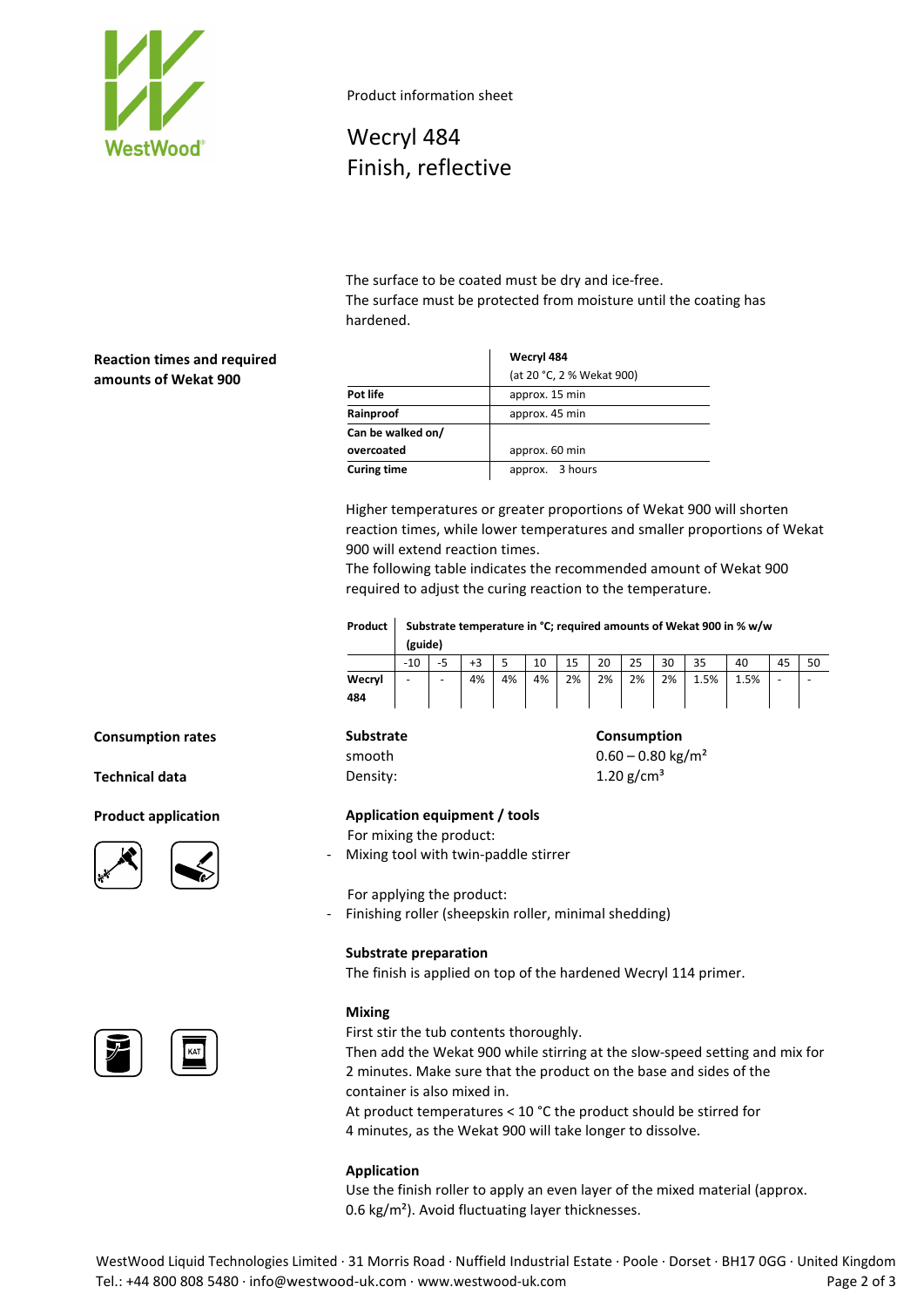Product information sheet

# Wecryl 484
# Finish, reflective

The surface to be coated must be dry and ice-free.
The surface must be protected from moisture until the coating has hardened.

**Reaction times and required amounts of Wekat 900**

| | **Wecryl 484** (at 20 °C, 2 % Wekat 900) |
|---|---|
| **Pot life** | approx. 15 min |
| **Rainproof** | approx. 45 min |
| **Can be walked on/ overcoated** | approx. 60 min |
| **Curing time** | approx. 3 hours |

Higher temperatures or greater proportions of Wekat 900 will shorten reaction times, while lower temperatures and smaller proportions of Wekat 900 will extend reaction times.
The following table indicates the recommended amount of Wekat 900 required to adjust the curing reaction to the temperature.

| **Product** | **Substrate temperature in °C; required amounts of Wekat 900 in % w/w (guide)** | | | | | | | | | | | | |
|---|---|---|---|---|---|---|---|---|---|---|---|---|---|
| | -10 | -5 | +3 | 5 | 10 | 15 | 20 | 25 | 30 | 35 | 40 | 45 | 50 |
| **Wecryl 484** | - | - | 4% | 4% | 4% | 2% | 2% | 2% | 2% | 1.5% | 1.5% | - | - |

**Consumption rates**

| **Substrate** | **Consumption** |
|---|---|
| smooth | 0.60 – 0.80 kg/m² |

**Technical data**

Density: 1.20 g/cm³

**Product application**

**Application equipment / tools**

For mixing the product:
- Mixing tool with twin-paddle stirrer

For applying the product:
- Finishing roller (sheepskin roller, minimal shedding)

**Substrate preparation**

The finish is applied on top of the hardened Wecryl 114 primer.

**Mixing**

First stir the tub contents thoroughly.
Then add the Wekat 900 while stirring at the slow-speed setting and mix for 2 minutes. Make sure that the product on the base and sides of the container is also mixed in.
At product temperatures < 10 °C the product should be stirred for 4 minutes, as the Wekat 900 will take longer to dissolve.

**Application**

Use the finish roller to apply an even layer of the mixed material (approx. 0.6 kg/m²). Avoid fluctuating layer thicknesses.

WestWood Liquid Technologies Limited · 31 Morris Road · Nuffield Industrial Estate · Poole · Dorset · BH17 0GG · United Kingdom
Tel.: +44 800 808 5480 · info@westwood-uk.com · www.westwood-uk.com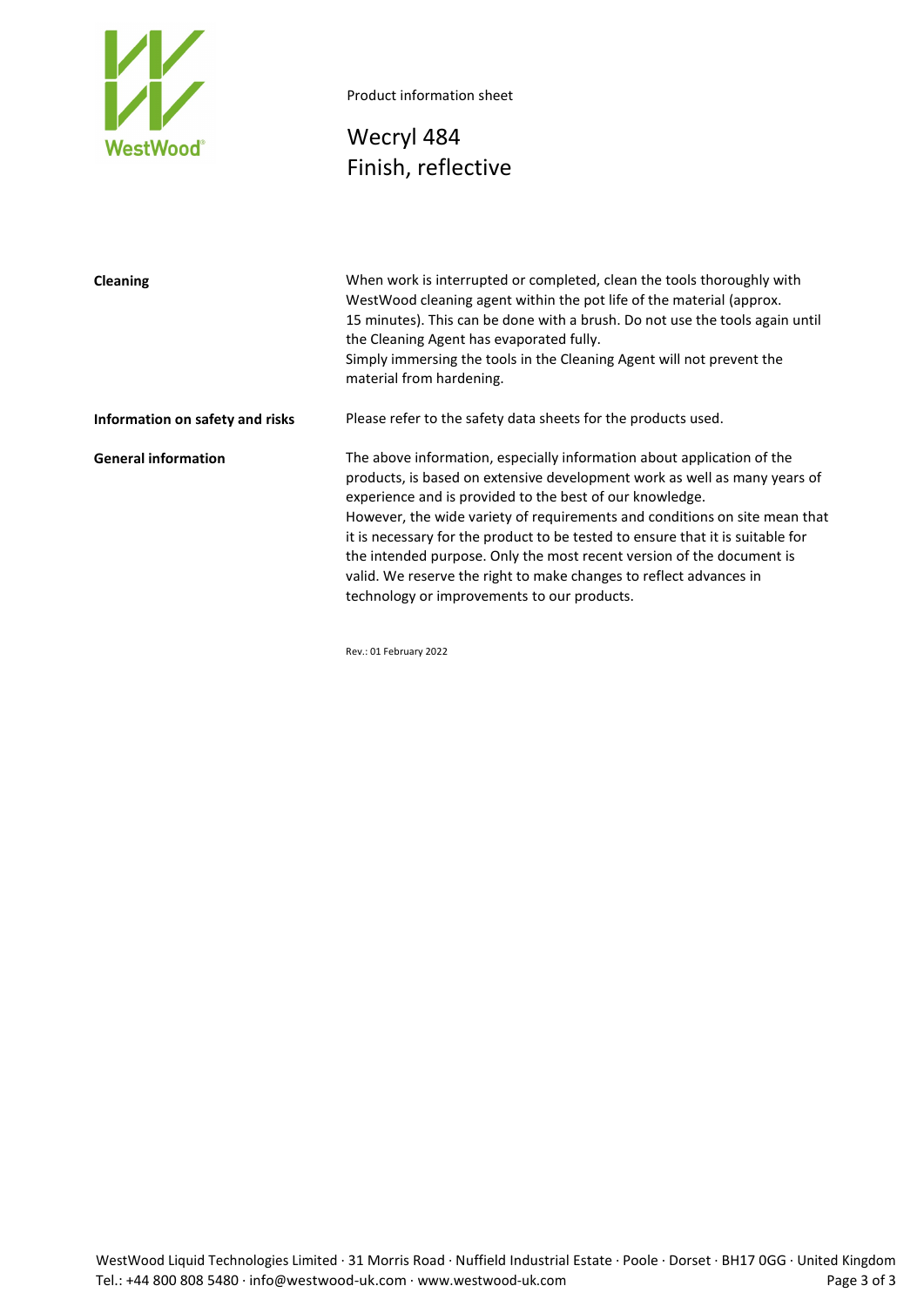Product information sheet

# Wecryl 484
# Finish, reflective

**Cleaning**

When work is interrupted or completed, clean the tools thoroughly with WestWood cleaning agent within the pot life of the material (approx. 15 minutes). This can be done with a brush. Do not use the tools again until the Cleaning Agent has evaporated fully.
Simply immersing the tools in the Cleaning Agent will not prevent the material from hardening.

**Information on safety and risks**

Please refer to the safety data sheets for the products used.

**General information**

The above information, especially information about application of the products, is based on extensive development work as well as many years of experience and is provided to the best of our knowledge.
However, the wide variety of requirements and conditions on site mean that it is necessary for the product to be tested to ensure that it is suitable for the intended purpose. Only the most recent version of the document is valid. We reserve the right to make changes to reflect advances in technology or improvements to our products.

Rev.: 01 February 2022

WestWood Liquid Technologies Limited · 31 Morris Road · Nuffield Industrial Estate · Poole · Dorset · BH17 0GG · United Kingdom
Tel.: +44 800 808 5480 · info@westwood-uk.com · www.westwood-uk.com